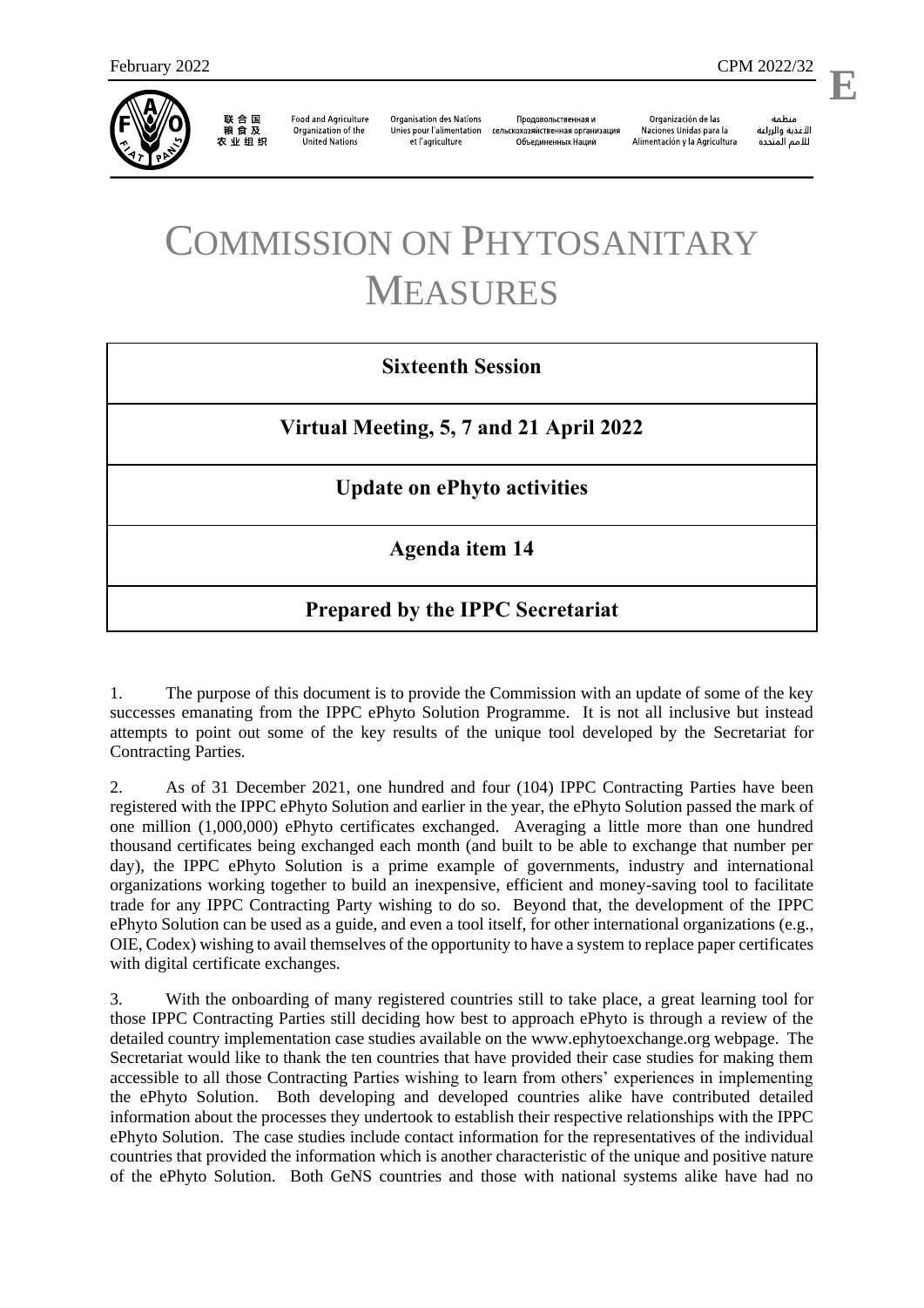February 2022 CPM 2022/32

E

联合国粮食及农业组织 | Food and Agriculture Organization of the United Nations | Organisation des Nations Unies pour l'alimentation et l'agriculture | Продовольственная и сельскохозяйственная организация Объединенных Наций | Organización de las Naciones Unidas para la Alimentación y la Agricultura | منظمة الأغذية والزراعة للأمم المتحدة

# COMMISSION ON PHYTOSANITARY MEASURES

**Sixteenth Session**

**Virtual Meeting, 5, 7 and 21 April 2022**

**Update on ePhyto activities**

**Agenda item 14**

**Prepared by the IPPC Secretariat**

1. The purpose of this document is to provide the Commission with an update of some of the key successes emanating from the IPPC ePhyto Solution Programme. It is not all inclusive but instead attempts to point out some of the key results of the unique tool developed by the Secretariat for Contracting Parties.

2. As of 31 December 2021, one hundred and four (104) IPPC Contracting Parties have been registered with the IPPC ePhyto Solution and earlier in the year, the ePhyto Solution passed the mark of one million (1,000,000) ePhyto certificates exchanged. Averaging a little more than one hundred thousand certificates being exchanged each month (and built to be able to exchange that number per day), the IPPC ePhyto Solution is a prime example of governments, industry and international organizations working together to build an inexpensive, efficient and money-saving tool to facilitate trade for any IPPC Contracting Party wishing to do so. Beyond that, the development of the IPPC ePhyto Solution can be used as a guide, and even a tool itself, for other international organizations (e.g., OIE, Codex) wishing to avail themselves of the opportunity to have a system to replace paper certificates with digital certificate exchanges.

3. With the onboarding of many registered countries still to take place, a great learning tool for those IPPC Contracting Parties still deciding how best to approach ePhyto is through a review of the detailed country implementation case studies available on the www.ephytoexchange.org webpage. The Secretariat would like to thank the ten countries that have provided their case studies for making them accessible to all those Contracting Parties wishing to learn from others' experiences in implementing the ePhyto Solution. Both developing and developed countries alike have contributed detailed information about the processes they undertook to establish their respective relationships with the IPPC ePhyto Solution. The case studies include contact information for the representatives of the individual countries that provided the information which is another characteristic of the unique and positive nature of the ePhyto Solution. Both GeNS countries and those with national systems alike have had no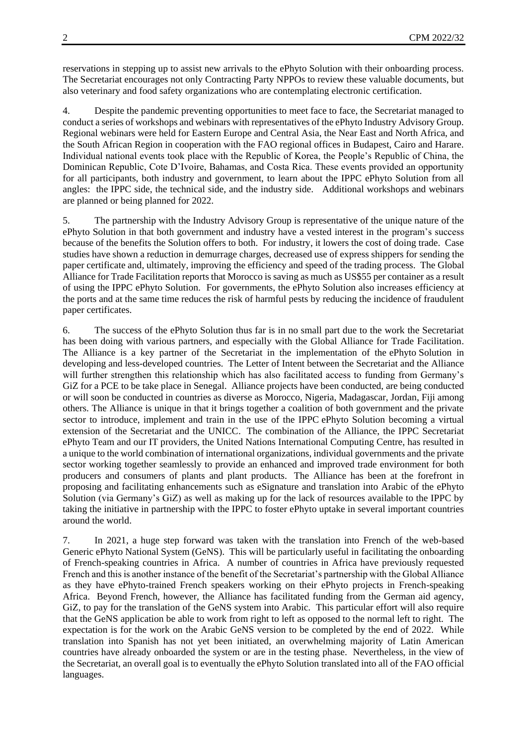reservations in stepping up to assist new arrivals to the ePhyto Solution with their onboarding process. The Secretariat encourages not only Contracting Party NPPOs to review these valuable documents, but also veterinary and food safety organizations who are contemplating electronic certification.

4. Despite the pandemic preventing opportunities to meet face to face, the Secretariat managed to conduct a series of workshops and webinars with representatives of the ePhyto Industry Advisory Group. Regional webinars were held for Eastern Europe and Central Asia, the Near East and North Africa, and the South African Region in cooperation with the FAO regional offices in Budapest, Cairo and Harare. Individual national events took place with the Republic of Korea, the People's Republic of China, the Dominican Republic, Cote D'Ivoire, Bahamas, and Costa Rica. These events provided an opportunity for all participants, both industry and government, to learn about the IPPC ePhyto Solution from all angles: the IPPC side, the technical side, and the industry side. Additional workshops and webinars are planned or being planned for 2022.

5. The partnership with the Industry Advisory Group is representative of the unique nature of the ePhyto Solution in that both government and industry have a vested interest in the program's success because of the benefits the Solution offers to both. For industry, it lowers the cost of doing trade. Case studies have shown a reduction in demurrage charges, decreased use of express shippers for sending the paper certificate and, ultimately, improving the efficiency and speed of the trading process. The Global Alliance for Trade Facilitation reports that Morocco is saving as much as US$55 per container as a result of using the IPPC ePhyto Solution. For governments, the ePhyto Solution also increases efficiency at the ports and at the same time reduces the risk of harmful pests by reducing the incidence of fraudulent paper certificates.

6. The success of the ePhyto Solution thus far is in no small part due to the work the Secretariat has been doing with various partners, and especially with the Global Alliance for Trade Facilitation. The Alliance is a key partner of the Secretariat in the implementation of the ePhyto Solution in developing and less-developed countries. The Letter of Intent between the Secretariat and the Alliance will further strengthen this relationship which has also facilitated access to funding from Germany's GiZ for a PCE to be take place in Senegal. Alliance projects have been conducted, are being conducted or will soon be conducted in countries as diverse as Morocco, Nigeria, Madagascar, Jordan, Fiji among others. The Alliance is unique in that it brings together a coalition of both government and the private sector to introduce, implement and train in the use of the IPPC ePhyto Solution becoming a virtual extension of the Secretariat and the UNICC. The combination of the Alliance, the IPPC Secretariat ePhyto Team and our IT providers, the United Nations International Computing Centre, has resulted in a unique to the world combination of international organizations, individual governments and the private sector working together seamlessly to provide an enhanced and improved trade environment for both producers and consumers of plants and plant products. The Alliance has been at the forefront in proposing and facilitating enhancements such as eSignature and translation into Arabic of the ePhyto Solution (via Germany's GiZ) as well as making up for the lack of resources available to the IPPC by taking the initiative in partnership with the IPPC to foster ePhyto uptake in several important countries around the world.

7. In 2021, a huge step forward was taken with the translation into French of the web-based Generic ePhyto National System (GeNS). This will be particularly useful in facilitating the onboarding of French-speaking countries in Africa. A number of countries in Africa have previously requested French and this is another instance of the benefit of the Secretariat's partnership with the Global Alliance as they have ePhyto-trained French speakers working on their ePhyto projects in French-speaking Africa. Beyond French, however, the Alliance has facilitated funding from the German aid agency, GiZ, to pay for the translation of the GeNS system into Arabic. This particular effort will also require that the GeNS application be able to work from right to left as opposed to the normal left to right. The expectation is for the work on the Arabic GeNS version to be completed by the end of 2022. While translation into Spanish has not yet been initiated, an overwhelming majority of Latin American countries have already onboarded the system or are in the testing phase. Nevertheless, in the view of the Secretariat, an overall goal is to eventually the ePhyto Solution translated into all of the FAO official languages.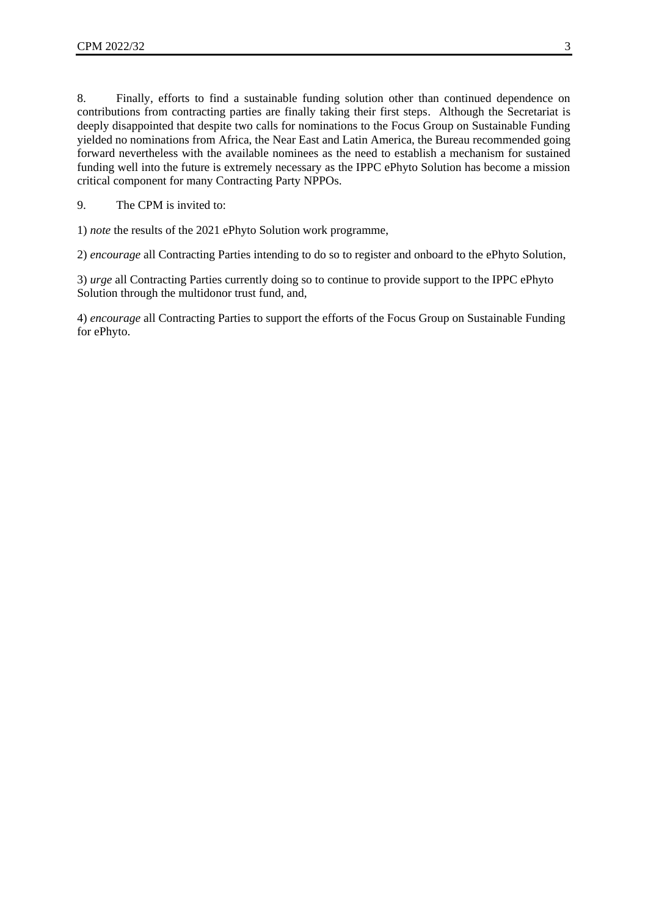8. Finally, efforts to find a sustainable funding solution other than continued dependence on contributions from contracting parties are finally taking their first steps. Although the Secretariat is deeply disappointed that despite two calls for nominations to the Focus Group on Sustainable Funding yielded no nominations from Africa, the Near East and Latin America, the Bureau recommended going forward nevertheless with the available nominees as the need to establish a mechanism for sustained funding well into the future is extremely necessary as the IPPC ePhyto Solution has become a mission critical component for many Contracting Party NPPOs.

9. The CPM is invited to:

1) *note* the results of the 2021 ePhyto Solution work programme,

2) *encourage* all Contracting Parties intending to do so to register and onboard to the ePhyto Solution,

3) *urge* all Contracting Parties currently doing so to continue to provide support to the IPPC ePhyto Solution through the multidonor trust fund, and,

4) *encourage* all Contracting Parties to support the efforts of the Focus Group on Sustainable Funding for ePhyto.